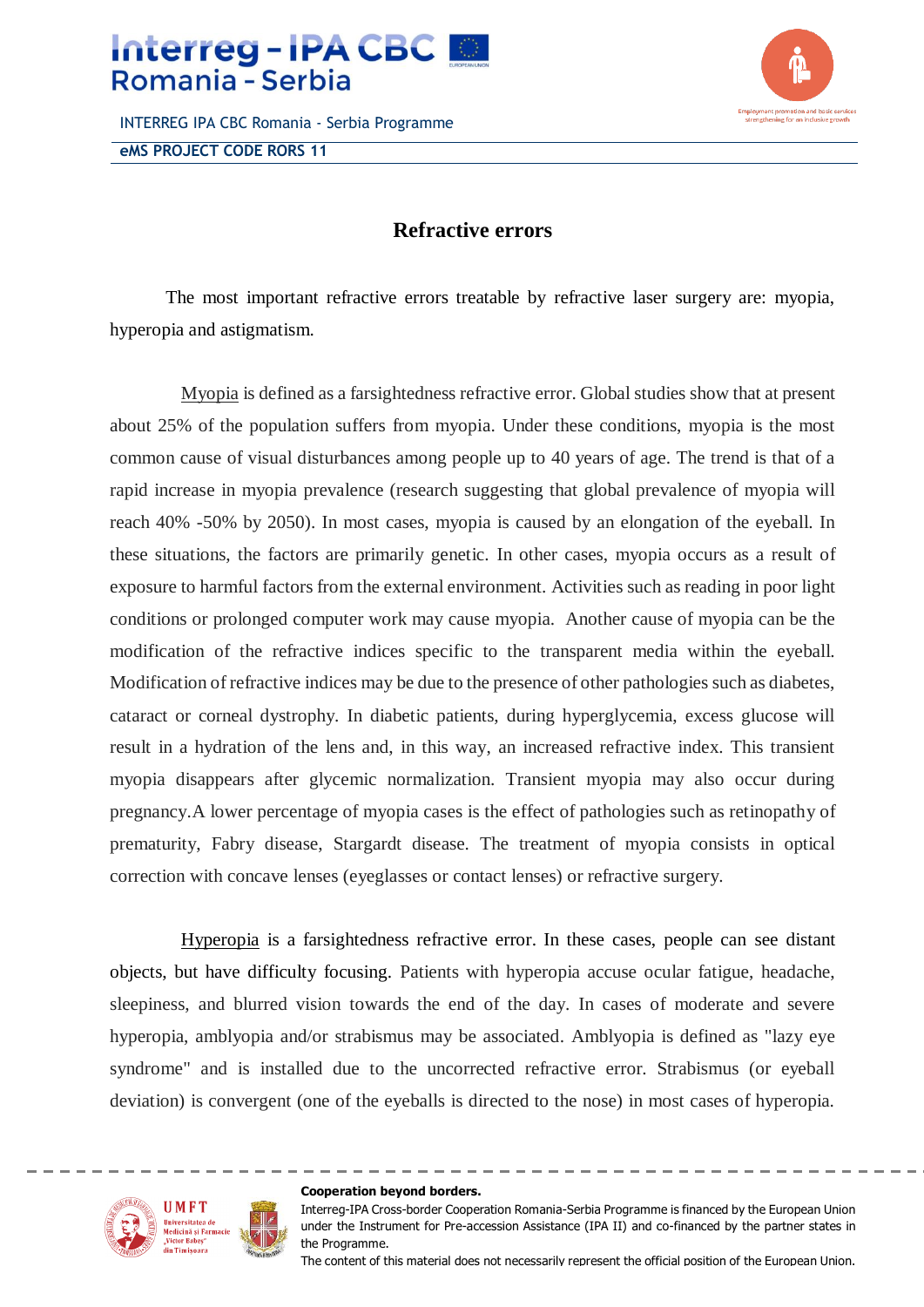# Refractive errors

The most important refractive errors treatable by refractive laser surgery are: myopia, hyperopia and astigmatism.

Myopia is defined as a farsightedness refractive error. Global studies show that at present about 25% of the population suffers from myopia. Under these conditions, myopia is the most common cause of visual disturbances among people up to 40 years of age. The trend is that of a rapid increase in myopia prevalence (research suggesting that global prevalence of myopia will reach 40% -50% by 2050). In most cases, myopia is caused by an elongation of the eyeball. In these situations, the factors are primarily genetic. In other cases, myopia occurs as a result of exposure to harmful factors from the external environment. Activities such as reading in poor light conditions or prolonged computer work may cause myopia. Another cause of myopia can be the modification of the refractive indices specific to the transparent media within the eyeball. Modification of refractive indices may be due to the presence of other pathologies such as diabetes, cataract or corneal dystrophy. In diabetic patients, during hyperglycemia, excess glucose will result in a hydration of the lens and, in this way, an increased refractive index. This transient myopia disappears after glycemic normalization. Transient myopia may also occur during pregnancy.A lower percentage of myopia cases is the effect of pathologies such as retinopathy of prematurity, Fabry disease, Stargardt disease. The treatment of myopia consists in optical correction with concave lenses (eyeglasses or contact lenses) or refractive surgery.

Hyperopia is a farsightedness refractive error. In these cases, people can see distant objects, but have difficulty focusing. Patients with hyperopia accuse ocular fatigue, headache, sleepiness, and blurred vision towards the end of the day. In cases of moderate and severe hyperopia, amblyopia and/or strabismus may be associated. Amblyopia is defined as "lazy eye syndrome" and is installed due to the uncorrected refractive error. Strabismus (or eyeball deviation) is convergent (one of the eyeballs is directed to the nose) in most cases of hyperopia.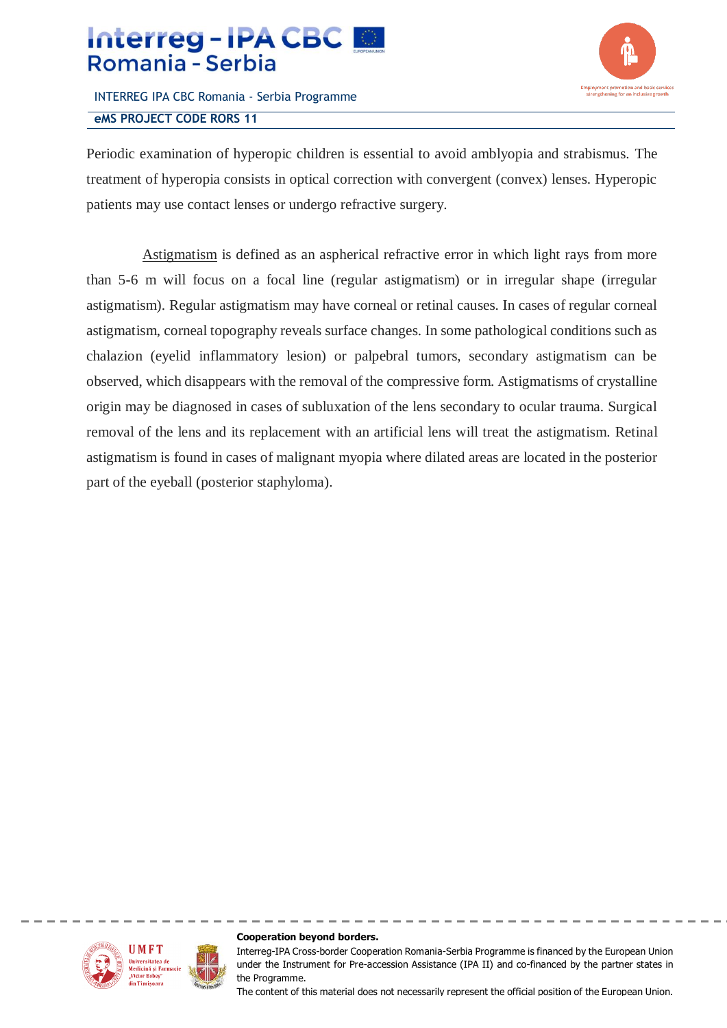Periodic examination of hyperopic children is essential to avoid amblyopia and strabismus. The treatment of hyperopia consists in optical correction with convergent (convex) lenses. Hyperopic patients may use contact lenses or undergo refractive surgery.

Astigmatism is defined as an aspherical refractive error in which light rays from more than 5-6 m will focus on a focal line (regular astigmatism) or in irregular shape (irregular astigmatism). Regular astigmatism may have corneal or retinal causes. In cases of regular corneal astigmatism, corneal topography reveals surface changes. In some pathological conditions such as chalazion (eyelid inflammatory lesion) or palpebral tumors, secondary astigmatism can be observed, which disappears with the removal of the compressive form. Astigmatisms of crystalline origin may be diagnosed in cases of subluxation of the lens secondary to ocular trauma. Surgical removal of the lens and its replacement with an artificial lens will treat the astigmatism. Retinal astigmatism is found in cases of malignant myopia where dilated areas are located in the posterior part of the eyeball (posterior staphyloma).